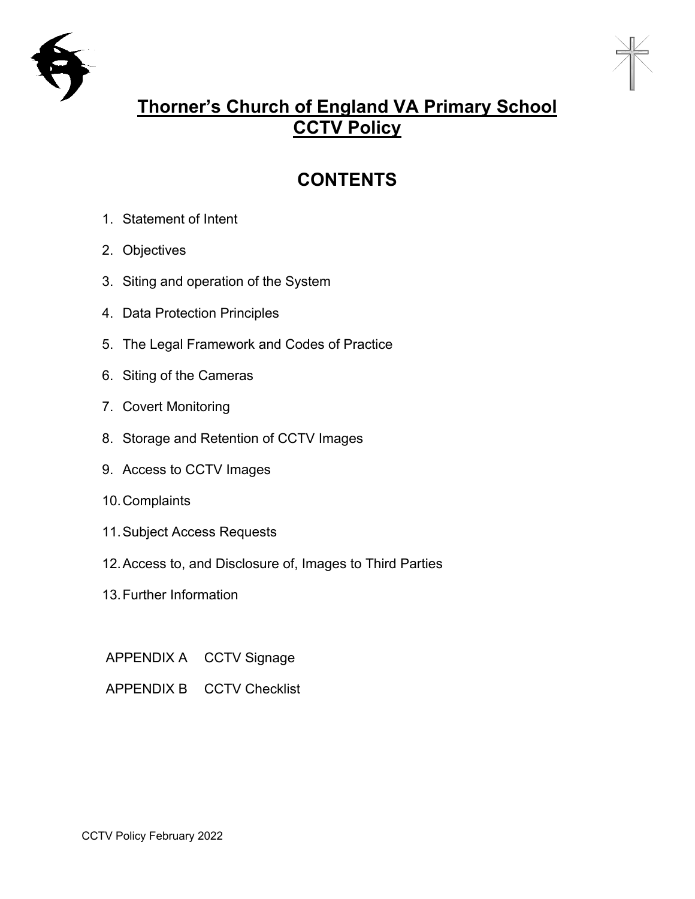# Thorner's Church of England VA Primary School
# CCTV Policy

## CONTENTS

1. Statement of Intent
2. Objectives
3. Siting and operation of the System
4. Data Protection Principles
5. The Legal Framework and Codes of Practice
6. Siting of the Cameras
7. Covert Monitoring
8. Storage and Retention of CCTV Images
9. Access to CCTV Images
10. Complaints
11. Subject Access Requests
12. Access to, and Disclosure of, Images to Third Parties
13. Further Information

APPENDIX A CCTV Signage

APPENDIX B CCTV Checklist

CCTV Policy February 2022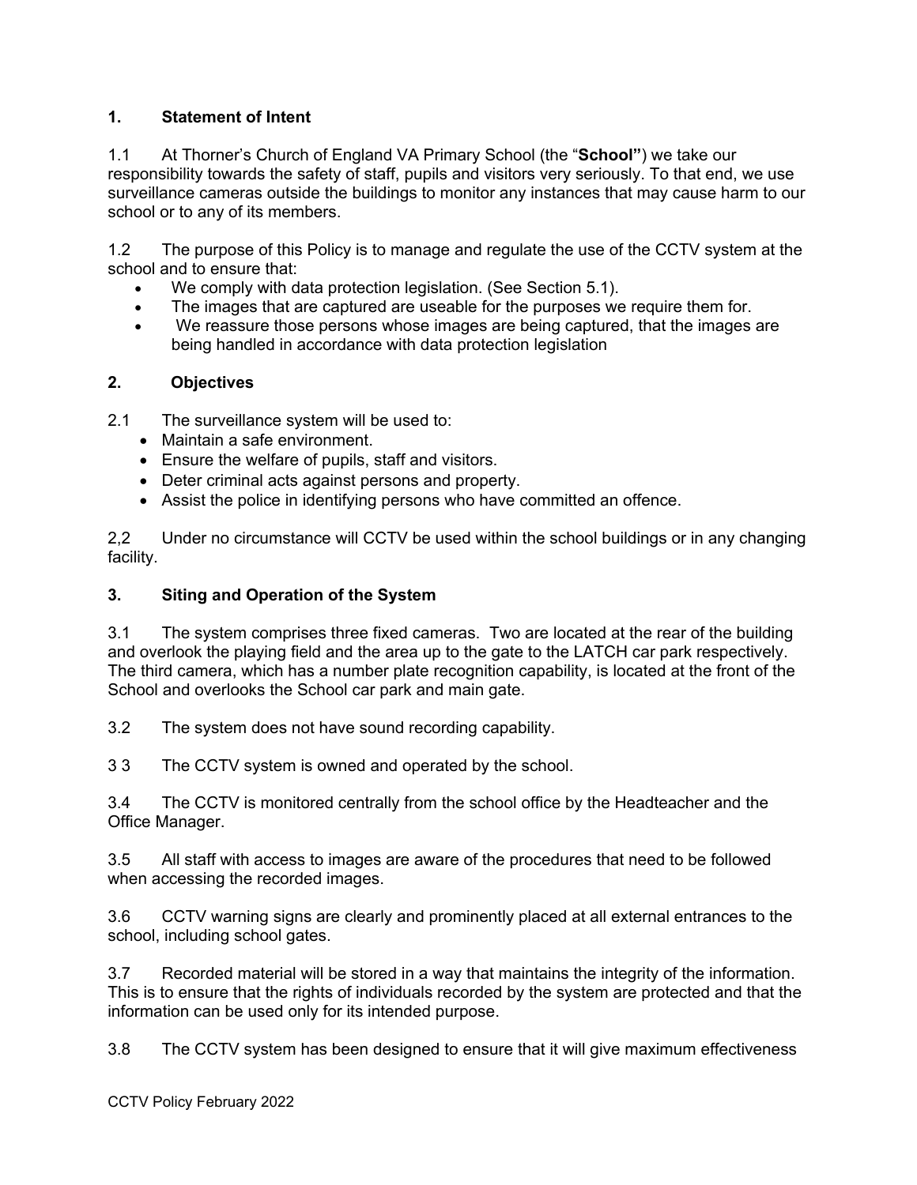## 1. Statement of Intent

1.1 At Thorner's Church of England VA Primary School (the "**School"**) we take our responsibility towards the safety of staff, pupils and visitors very seriously. To that end, we use surveillance cameras outside the buildings to monitor any instances that may cause harm to our school or to any of its members.

1.2 The purpose of this Policy is to manage and regulate the use of the CCTV system at the school and to ensure that:

- We comply with data protection legislation. (See Section 5.1).
- The images that are captured are useable for the purposes we require them for.
- We reassure those persons whose images are being captured, that the images are being handled in accordance with data protection legislation

## 2. Objectives

2.1 The surveillance system will be used to:

- Maintain a safe environment.
- Ensure the welfare of pupils, staff and visitors.
- Deter criminal acts against persons and property.
- Assist the police in identifying persons who have committed an offence.

2,2 Under no circumstance will CCTV be used within the school buildings or in any changing facility.

## 3. Siting and Operation of the System

3.1 The system comprises three fixed cameras. Two are located at the rear of the building and overlook the playing field and the area up to the gate to the LATCH car park respectively. The third camera, which has a number plate recognition capability, is located at the front of the School and overlooks the School car park and main gate.

3.2 The system does not have sound recording capability.

3 3 The CCTV system is owned and operated by the school.

3.4 The CCTV is monitored centrally from the school office by the Headteacher and the Office Manager.

3.5 All staff with access to images are aware of the procedures that need to be followed when accessing the recorded images.

3.6 CCTV warning signs are clearly and prominently placed at all external entrances to the school, including school gates.

3.7 Recorded material will be stored in a way that maintains the integrity of the information. This is to ensure that the rights of individuals recorded by the system are protected and that the information can be used only for its intended purpose.

3.8 The CCTV system has been designed to ensure that it will give maximum effectiveness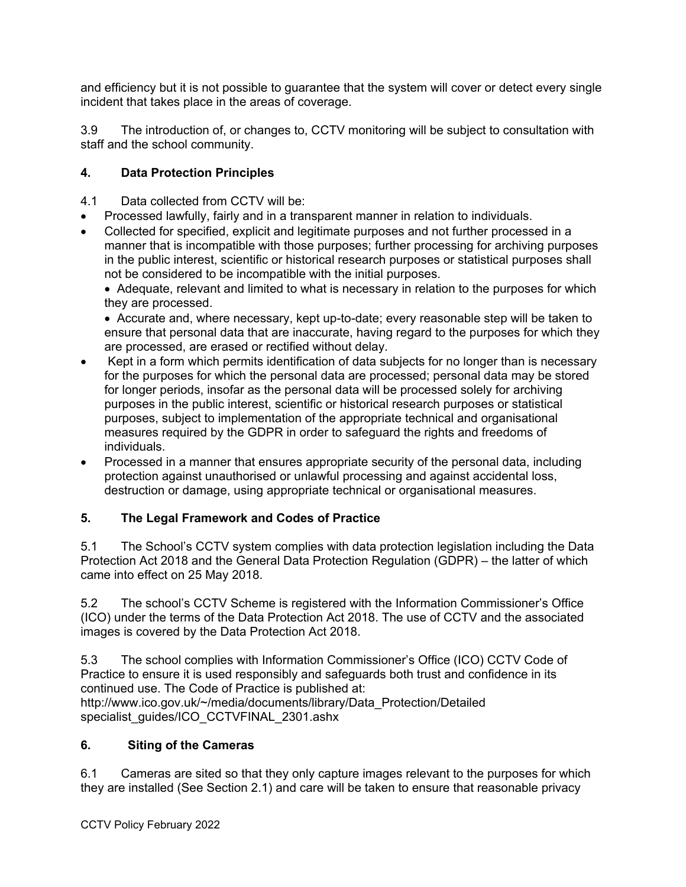and efficiency but it is not possible to guarantee that the system will cover or detect every single incident that takes place in the areas of coverage.

3.9 The introduction of, or changes to, CCTV monitoring will be subject to consultation with staff and the school community.

## 4. Data Protection Principles

4.1 Data collected from CCTV will be:

- Processed lawfully, fairly and in a transparent manner in relation to individuals.
- Collected for specified, explicit and legitimate purposes and not further processed in a manner that is incompatible with those purposes; further processing for archiving purposes in the public interest, scientific or historical research purposes or statistical purposes shall not be considered to be incompatible with the initial purposes.
  - Adequate, relevant and limited to what is necessary in relation to the purposes for which they are processed.
  - Accurate and, where necessary, kept up-to-date; every reasonable step will be taken to ensure that personal data that are inaccurate, having regard to the purposes for which they are processed, are erased or rectified without delay.
- Kept in a form which permits identification of data subjects for no longer than is necessary for the purposes for which the personal data are processed; personal data may be stored for longer periods, insofar as the personal data will be processed solely for archiving purposes in the public interest, scientific or historical research purposes or statistical purposes, subject to implementation of the appropriate technical and organisational measures required by the GDPR in order to safeguard the rights and freedoms of individuals.
- Processed in a manner that ensures appropriate security of the personal data, including protection against unauthorised or unlawful processing and against accidental loss, destruction or damage, using appropriate technical or organisational measures.

## 5. The Legal Framework and Codes of Practice

5.1 The School's CCTV system complies with data protection legislation including the Data Protection Act 2018 and the General Data Protection Regulation (GDPR) – the latter of which came into effect on 25 May 2018.

5.2 The school's CCTV Scheme is registered with the Information Commissioner's Office (ICO) under the terms of the Data Protection Act 2018. The use of CCTV and the associated images is covered by the Data Protection Act 2018.

5.3 The school complies with Information Commissioner's Office (ICO) CCTV Code of Practice to ensure it is used responsibly and safeguards both trust and confidence in its continued use. The Code of Practice is published at: http://www.ico.gov.uk/~/media/documents/library/Data_Protection/Detailed specialist_guides/ICO_CCTVFINAL_2301.ashx

## 6. Siting of the Cameras

6.1 Cameras are sited so that they only capture images relevant to the purposes for which they are installed (See Section 2.1) and care will be taken to ensure that reasonable privacy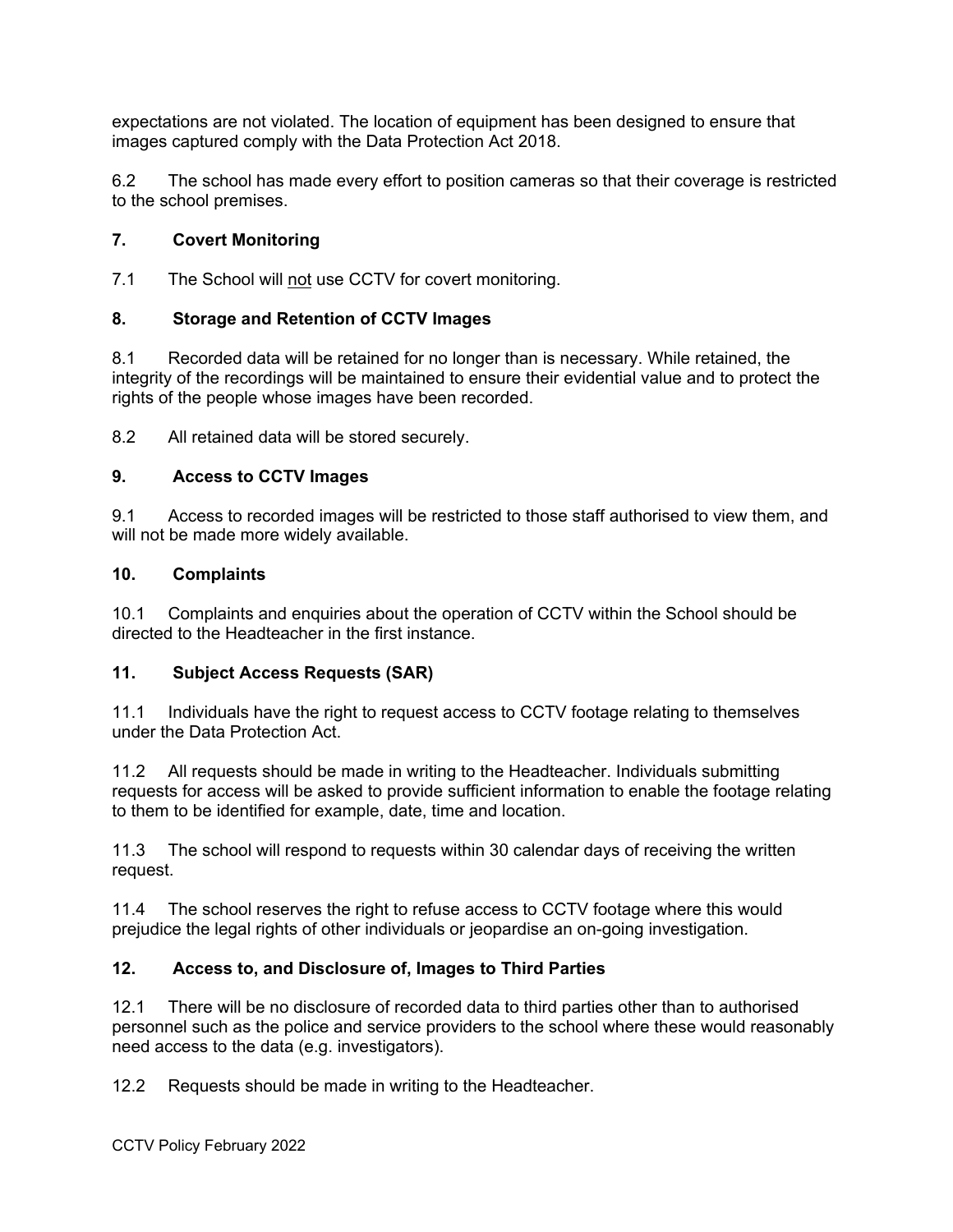expectations are not violated. The location of equipment has been designed to ensure that images captured comply with the Data Protection Act 2018.

6.2 The school has made every effort to position cameras so that their coverage is restricted to the school premises.

## 7. Covert Monitoring

7.1 The School will <u>not</u> use CCTV for covert monitoring.

## 8. Storage and Retention of CCTV Images

8.1 Recorded data will be retained for no longer than is necessary. While retained, the integrity of the recordings will be maintained to ensure their evidential value and to protect the rights of the people whose images have been recorded.

8.2 All retained data will be stored securely.

## 9. Access to CCTV Images

9.1 Access to recorded images will be restricted to those staff authorised to view them, and will not be made more widely available.

## 10. Complaints

10.1 Complaints and enquiries about the operation of CCTV within the School should be directed to the Headteacher in the first instance.

## 11. Subject Access Requests (SAR)

11.1 Individuals have the right to request access to CCTV footage relating to themselves under the Data Protection Act.

11.2 All requests should be made in writing to the Headteacher. Individuals submitting requests for access will be asked to provide sufficient information to enable the footage relating to them to be identified for example, date, time and location.

11.3 The school will respond to requests within 30 calendar days of receiving the written request.

11.4 The school reserves the right to refuse access to CCTV footage where this would prejudice the legal rights of other individuals or jeopardise an on-going investigation.

## 12. Access to, and Disclosure of, Images to Third Parties

12.1 There will be no disclosure of recorded data to third parties other than to authorised personnel such as the police and service providers to the school where these would reasonably need access to the data (e.g. investigators).

12.2 Requests should be made in writing to the Headteacher.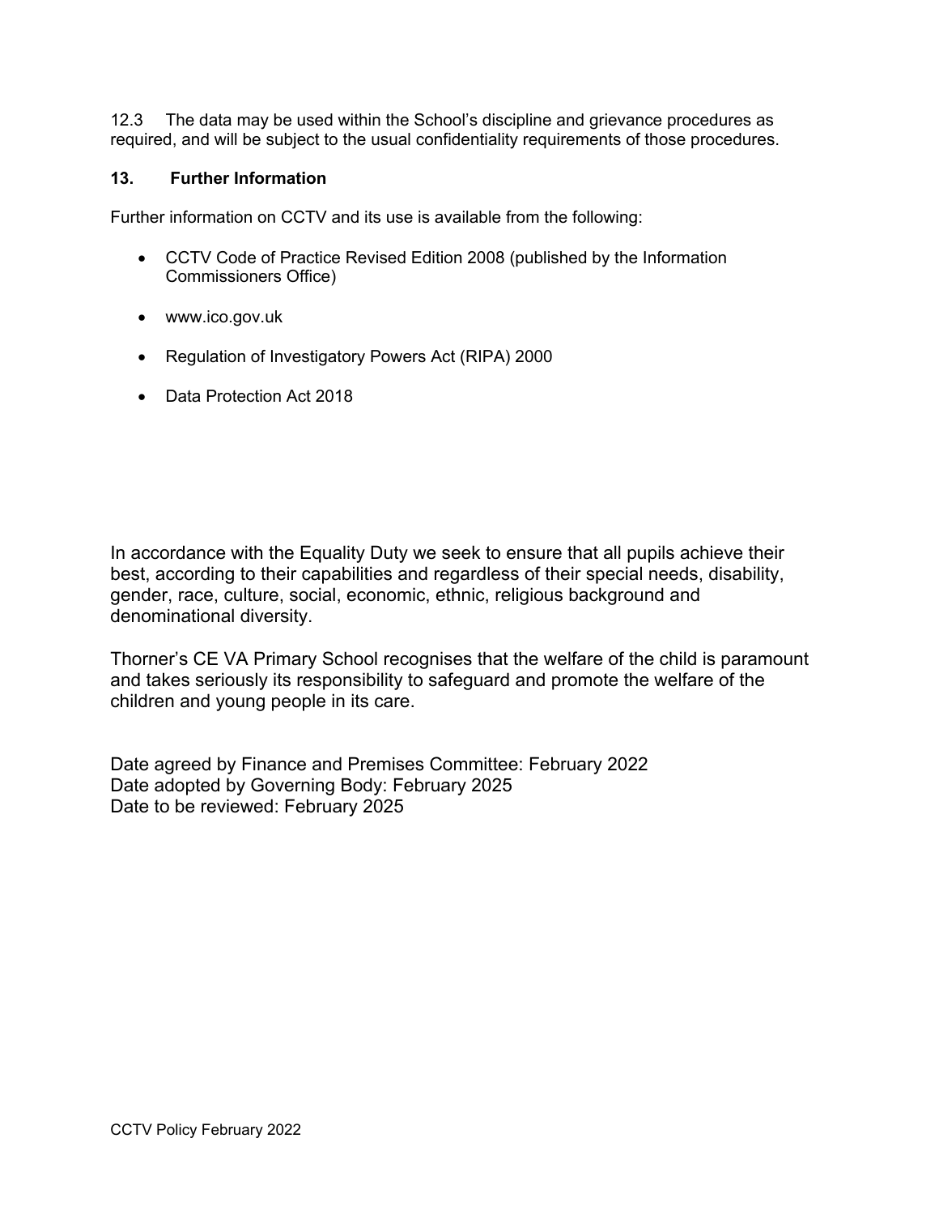12.3 The data may be used within the School's discipline and grievance procedures as required, and will be subject to the usual confidentiality requirements of those procedures.

## 13. Further Information

Further information on CCTV and its use is available from the following:

- CCTV Code of Practice Revised Edition 2008 (published by the Information Commissioners Office)
- www.ico.gov.uk
- Regulation of Investigatory Powers Act (RIPA) 2000
- Data Protection Act 2018

In accordance with the Equality Duty we seek to ensure that all pupils achieve their best, according to their capabilities and regardless of their special needs, disability, gender, race, culture, social, economic, ethnic, religious background and denominational diversity.

Thorner's CE VA Primary School recognises that the welfare of the child is paramount and takes seriously its responsibility to safeguard and promote the welfare of the children and young people in its care.

Date agreed by Finance and Premises Committee: February 2022
Date adopted by Governing Body: February 2025
Date to be reviewed: February 2025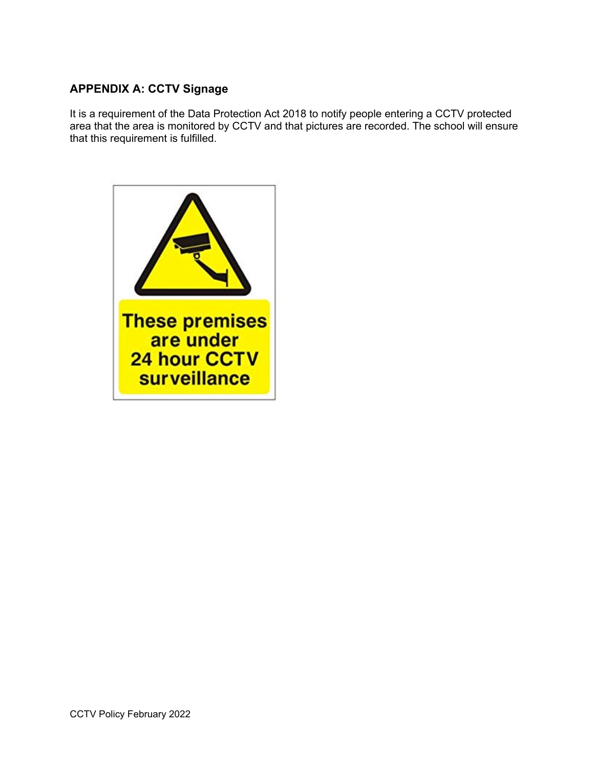## APPENDIX A: CCTV Signage

It is a requirement of the Data Protection Act 2018 to notify people entering a CCTV protected area that the area is monitored by CCTV and that pictures are recorded. The school will ensure that this requirement is fulfilled.

These premises are under 24 hour CCTV surveillance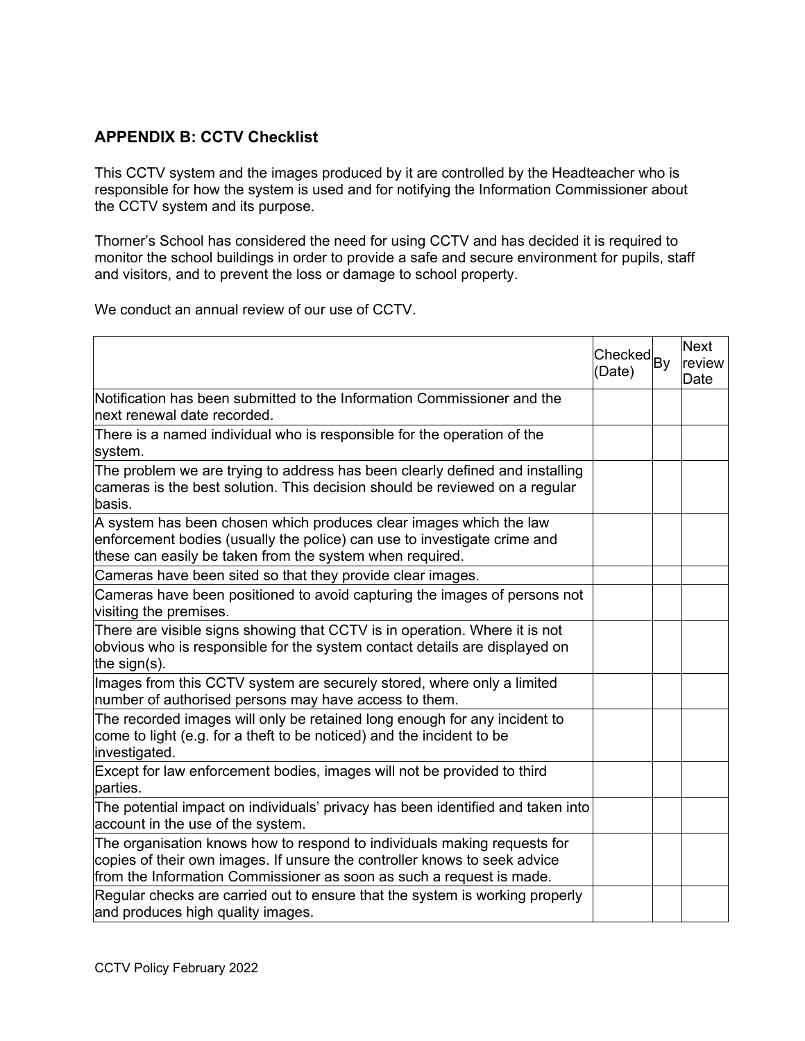## APPENDIX B: CCTV Checklist

This CCTV system and the images produced by it are controlled by the Headteacher who is responsible for how the system is used and for notifying the Information Commissioner about the CCTV system and its purpose.

Thorner's School has considered the need for using CCTV and has decided it is required to monitor the school buildings in order to provide a safe and secure environment for pupils, staff and visitors, and to prevent the loss or damage to school property.

We conduct an annual review of our use of CCTV.

| | Checked (Date) | By | Next review Date |
|---|---|---|---|
| Notification has been submitted to the Information Commissioner and the next renewal date recorded. | | | |
| There is a named individual who is responsible for the operation of the system. | | | |
| The problem we are trying to address has been clearly defined and installing cameras is the best solution. This decision should be reviewed on a regular basis. | | | |
| A system has been chosen which produces clear images which the law enforcement bodies (usually the police) can use to investigate crime and these can easily be taken from the system when required. | | | |
| Cameras have been sited so that they provide clear images. | | | |
| Cameras have been positioned to avoid capturing the images of persons not visiting the premises. | | | |
| There are visible signs showing that CCTV is in operation. Where it is not obvious who is responsible for the system contact details are displayed on the sign(s). | | | |
| Images from this CCTV system are securely stored, where only a limited number of authorised persons may have access to them. | | | |
| The recorded images will only be retained long enough for any incident to come to light (e.g. for a theft to be noticed) and the incident to be investigated. | | | |
| Except for law enforcement bodies, images will not be provided to third parties. | | | |
| The potential impact on individuals' privacy has been identified and taken into account in the use of the system. | | | |
| The organisation knows how to respond to individuals making requests for copies of their own images. If unsure the controller knows to seek advice from the Information Commissioner as soon as such a request is made. | | | |
| Regular checks are carried out to ensure that the system is working properly and produces high quality images. | | | |